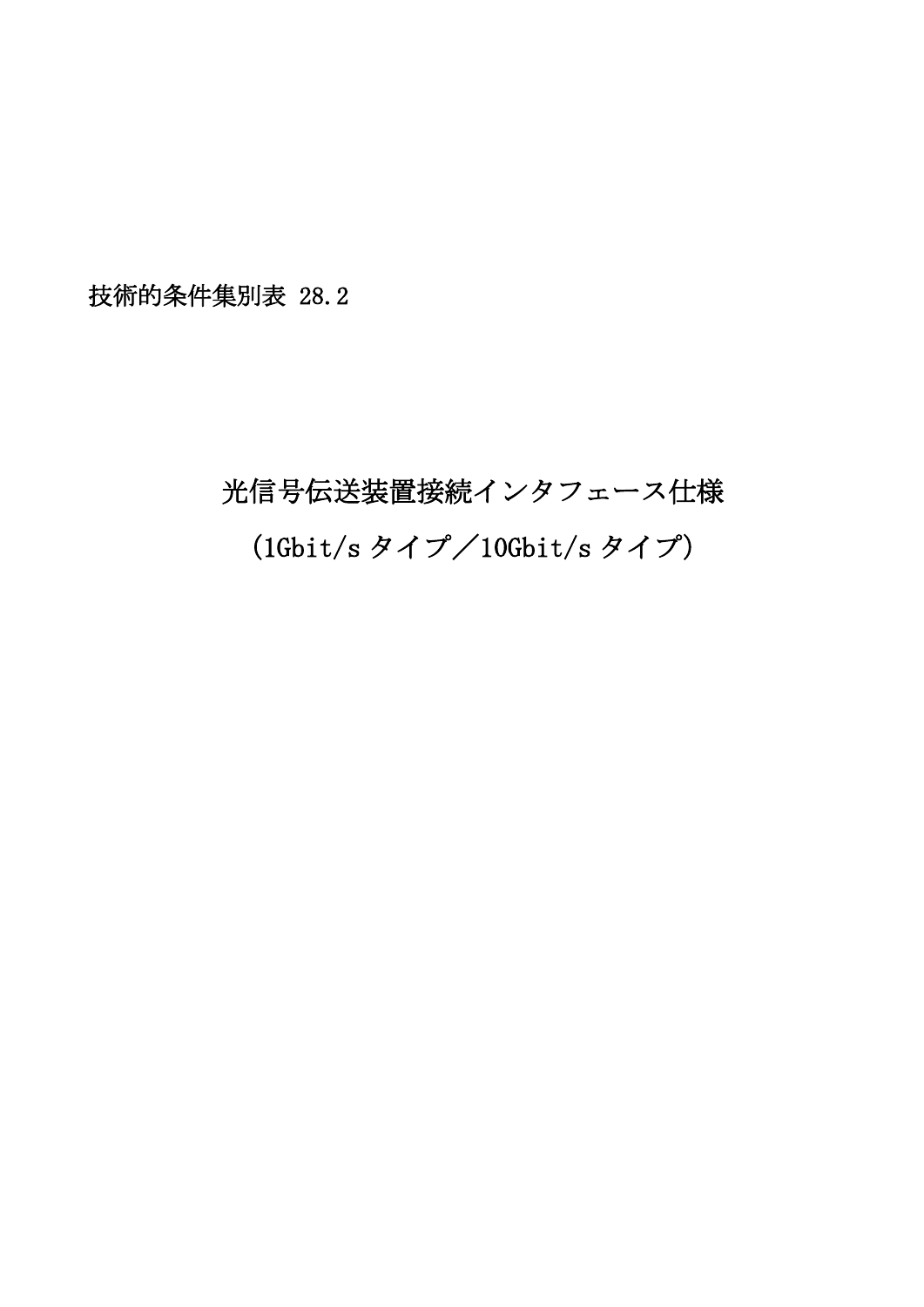技術的条件集別表 28.2

# 光信号伝送装置接続インタフェース仕様

# (1Gbit/s タイプ／10Gbit/s タイプ)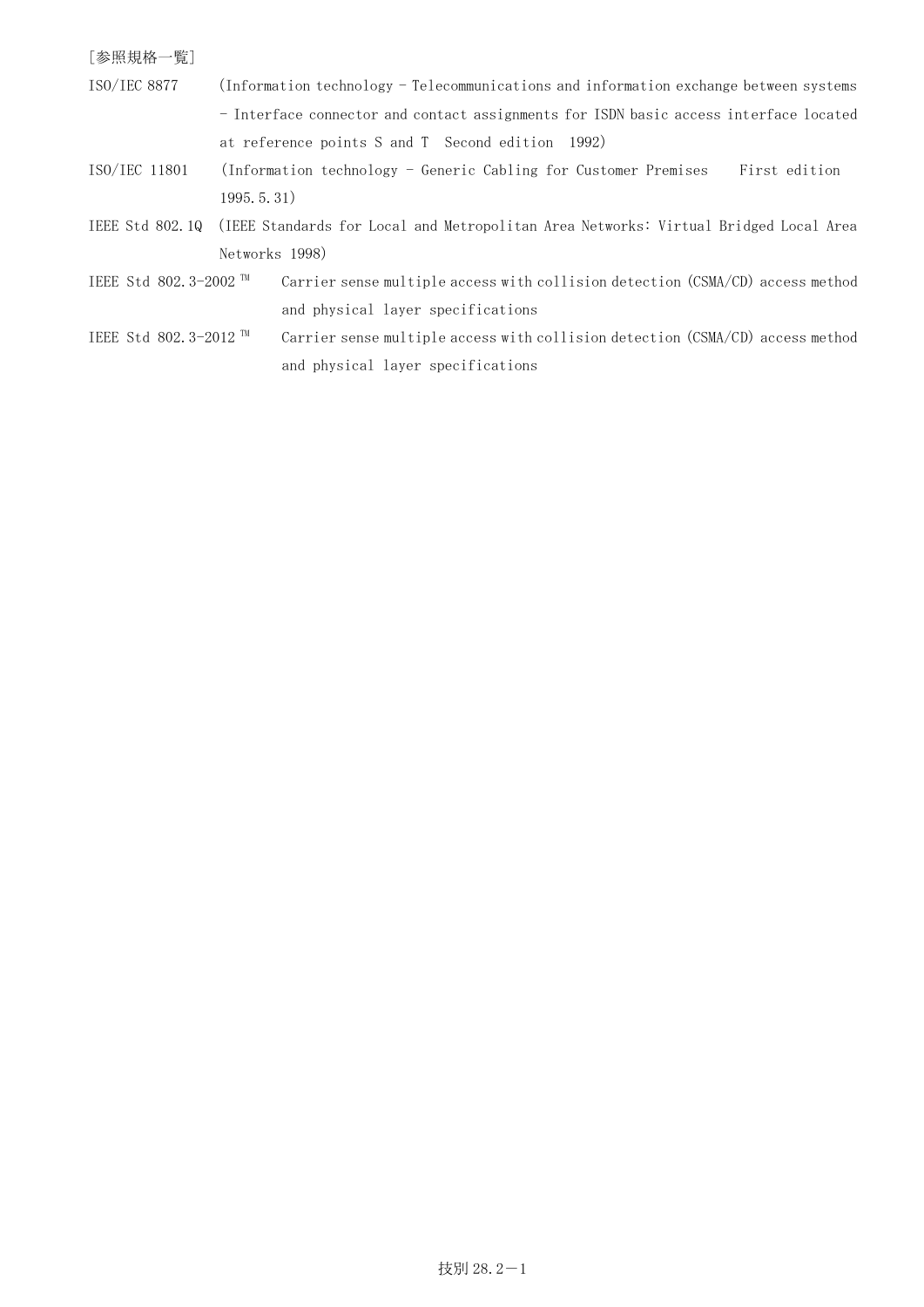[参照規格一覧]

ISO/IEC 8877　(Information technology - Telecommunications and information exchange between systems - Interface connector and contact assignments for ISDN basic access interface located at reference points S and T　Second edition　1992)

ISO/IEC 11801　(Information technology - Generic Cabling for Customer Premises　First edition 1995.5.31)

IEEE Std 802.1Q　(IEEE Standards for Local and Metropolitan Area Networks: Virtual Bridged Local Area Networks 1998)

IEEE Std 802.3-2002 ™　Carrier sense multiple access with collision detection (CSMA/CD) access method and physical layer specifications

IEEE Std 802.3-2012 ™　Carrier sense multiple access with collision detection (CSMA/CD) access method and physical layer specifications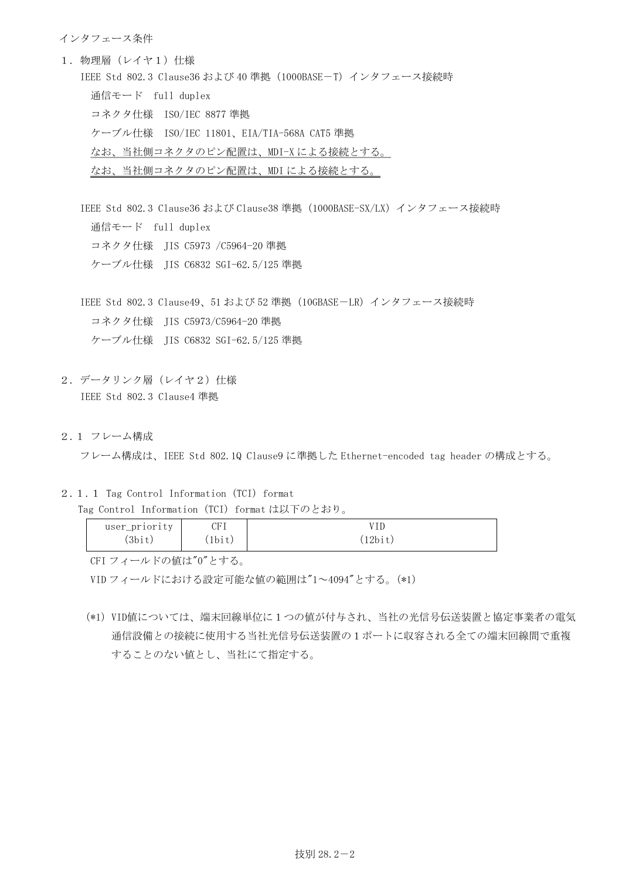インタフェース条件

１．物理層（レイヤ１）仕様

IEEE Std 802.3 Clause36 および 40 準拠（1000BASE－T）インタフェース接続時

通信モード　full duplex

コネクタ仕様　ISO/IEC 8877 準拠

ケーブル仕様　ISO/IEC 11801、EIA/TIA-568A CAT5 準拠

なお、当社側コネクタのピン配置は、MDI-X による接続とする。

なお、当社側コネクタのピン配置は、MDI による接続とする。

IEEE Std 802.3 Clause36 および Clause38 準拠（1000BASE-SX/LX）インタフェース接続時

通信モード　full duplex

コネクタ仕様　JIS C5973 /C5964-20 準拠

ケーブル仕様　JIS C6832 SGI-62.5/125 準拠

IEEE Std 802.3 Clause49、51 および 52 準拠（10GBASE－LR）インタフェース接続時

コネクタ仕様　JIS C5973/C5964-20 準拠

ケーブル仕様　JIS C6832 SGI-62.5/125 準拠

２．データリンク層（レイヤ２）仕様

IEEE Std 802.3 Clause4 準拠

２．１ フレーム構成

フレーム構成は、IEEE Std 802.1Q Clause9 に準拠した Ethernet-encoded tag header の構成とする。

２．１．１ Tag Control Information (TCI) format

Tag Control Information (TCI) format は以下のとおり。

| user_priority (3bit) | CFI (1bit) | VID (12bit) |
|---|---|---|

CFI フィールドの値は"0"とする。

VID フィールドにおける設定可能な値の範囲は"1～4094"とする。(*1)

(*1) VID値については、端末回線単位に１つの値が付与され、当社の光信号伝送装置と協定事業者の電気通信設備との接続に使用する当社光信号伝送装置の１ポートに収容される全ての端末回線間で重複することのない値とし、当社にて指定する。

技別 28.2－2